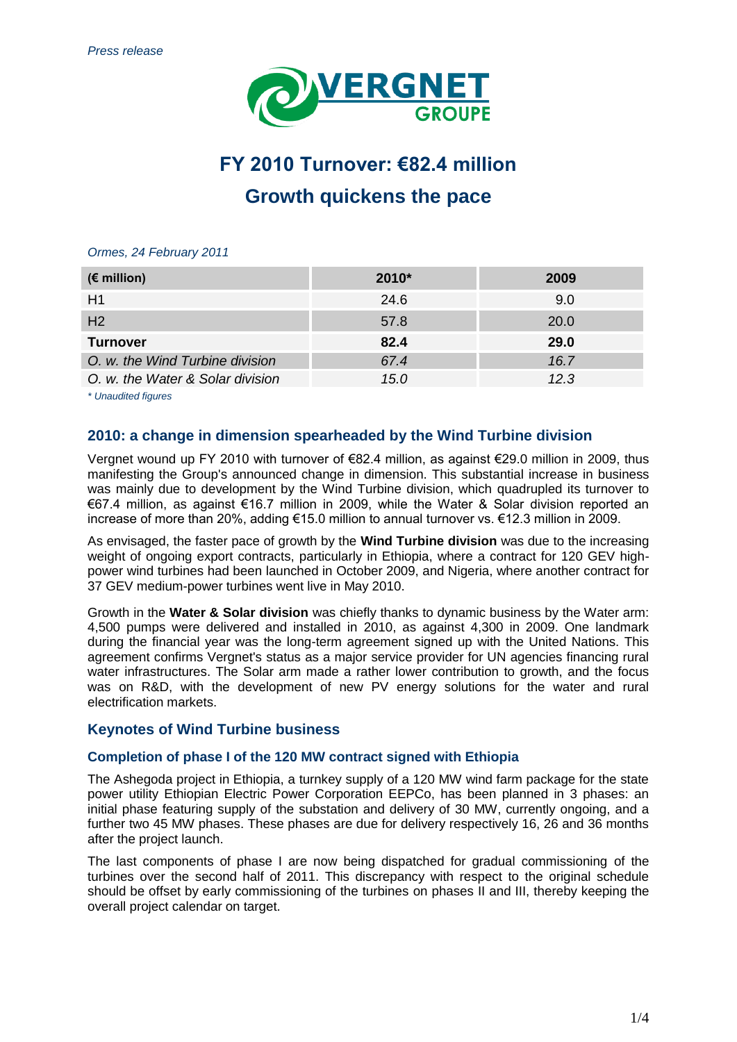*Press release*

VERGNET GROUPE

# FY 2010 Turnover: €82.4 million

# Growth quickens the pace

*Ormes, 24 February 2011*

| (€ million) | 2010* | 2009 |
|---|---|---|
| H1 | 24.6 | 9.0 |
| H2 | 57.8 | 20.0 |
| **Turnover** | **82.4** | **29.0** |
| *O. w. the Wind Turbine division* | *67.4* | *16.7* |
| *O. w. the Water & Solar division* | *15.0* | *12.3* |

*\* Unaudited figures*

## 2010: a change in dimension spearheaded by the Wind Turbine division

Vergnet wound up FY 2010 with turnover of €82.4 million, as against €29.0 million in 2009, thus manifesting the Group's announced change in dimension. This substantial increase in business was mainly due to development by the Wind Turbine division, which quadrupled its turnover to €67.4 million, as against €16.7 million in 2009, while the Water & Solar division reported an increase of more than 20%, adding €15.0 million to annual turnover vs. €12.3 million in 2009.

As envisaged, the faster pace of growth by the **Wind Turbine division** was due to the increasing weight of ongoing export contracts, particularly in Ethiopia, where a contract for 120 GEV high-power wind turbines had been launched in October 2009, and Nigeria, where another contract for 37 GEV medium-power turbines went live in May 2010.

Growth in the **Water & Solar division** was chiefly thanks to dynamic business by the Water arm: 4,500 pumps were delivered and installed in 2010, as against 4,300 in 2009. One landmark during the financial year was the long-term agreement signed up with the United Nations. This agreement confirms Vergnet's status as a major service provider for UN agencies financing rural water infrastructures. The Solar arm made a rather lower contribution to growth, and the focus was on R&D, with the development of new PV energy solutions for the water and rural electrification markets.

## Keynotes of Wind Turbine business

### Completion of phase I of the 120 MW contract signed with Ethiopia

The Ashegoda project in Ethiopia, a turnkey supply of a 120 MW wind farm package for the state power utility Ethiopian Electric Power Corporation EEPCo, has been planned in 3 phases: an initial phase featuring supply of the substation and delivery of 30 MW, currently ongoing, and a further two 45 MW phases. These phases are due for delivery respectively 16, 26 and 36 months after the project launch.

The last components of phase I are now being dispatched for gradual commissioning of the turbines over the second half of 2011. This discrepancy with respect to the original schedule should be offset by early commissioning of the turbines on phases II and III, thereby keeping the overall project calendar on target.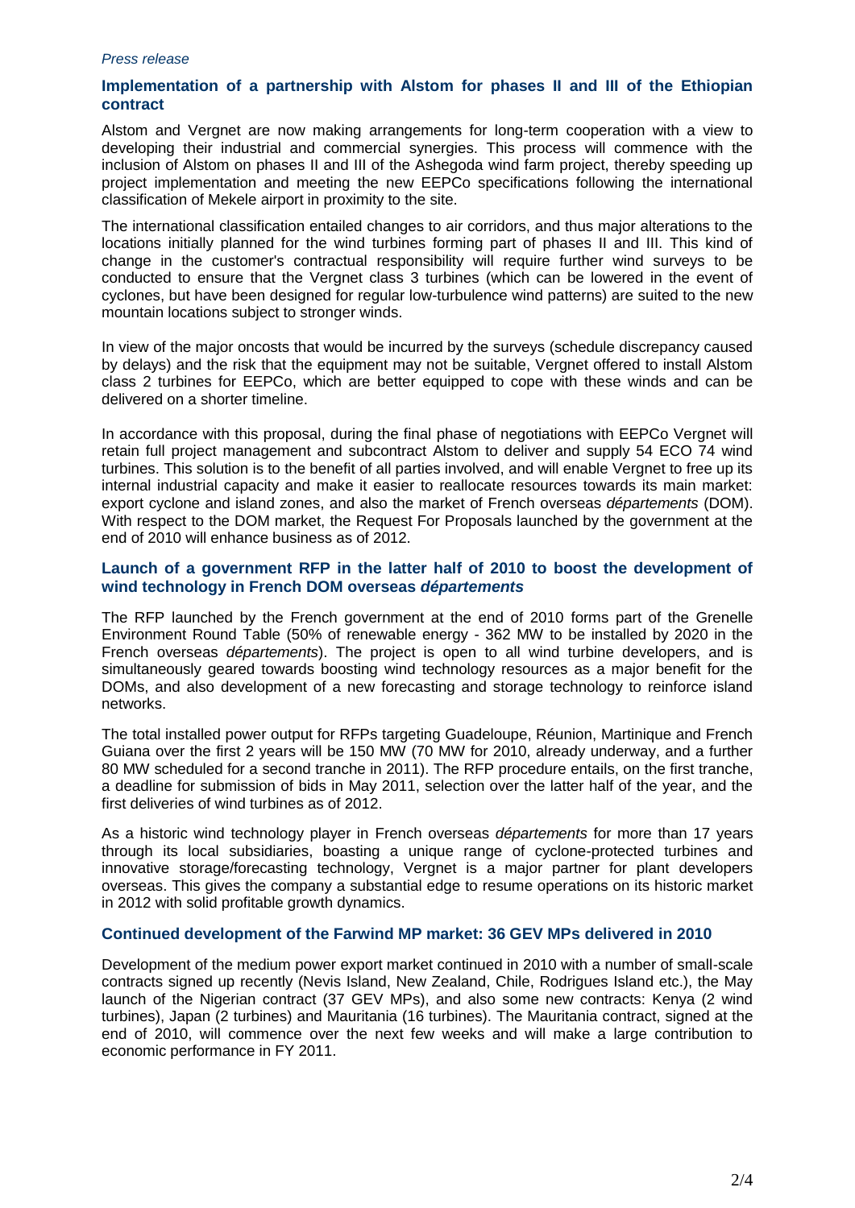*Press release*

## Implementation of a partnership with Alstom for phases II and III of the Ethiopian contract

Alstom and Vergnet are now making arrangements for long-term cooperation with a view to developing their industrial and commercial synergies. This process will commence with the inclusion of Alstom on phases II and III of the Ashegoda wind farm project, thereby speeding up project implementation and meeting the new EEPCo specifications following the international classification of Mekele airport in proximity to the site.

The international classification entailed changes to air corridors, and thus major alterations to the locations initially planned for the wind turbines forming part of phases II and III. This kind of change in the customer's contractual responsibility will require further wind surveys to be conducted to ensure that the Vergnet class 3 turbines (which can be lowered in the event of cyclones, but have been designed for regular low-turbulence wind patterns) are suited to the new mountain locations subject to stronger winds.

In view of the major oncosts that would be incurred by the surveys (schedule discrepancy caused by delays) and the risk that the equipment may not be suitable, Vergnet offered to install Alstom class 2 turbines for EEPCo, which are better equipped to cope with these winds and can be delivered on a shorter timeline.

In accordance with this proposal, during the final phase of negotiations with EEPCo Vergnet will retain full project management and subcontract Alstom to deliver and supply 54 ECO 74 wind turbines. This solution is to the benefit of all parties involved, and will enable Vergnet to free up its internal industrial capacity and make it easier to reallocate resources towards its main market: export cyclone and island zones, and also the market of French overseas *départements* (DOM). With respect to the DOM market, the Request For Proposals launched by the government at the end of 2010 will enhance business as of 2012.

## Launch of a government RFP in the latter half of 2010 to boost the development of wind technology in French DOM overseas *départements*

The RFP launched by the French government at the end of 2010 forms part of the Grenelle Environment Round Table (50% of renewable energy - 362 MW to be installed by 2020 in the French overseas *départements*). The project is open to all wind turbine developers, and is simultaneously geared towards boosting wind technology resources as a major benefit for the DOMs, and also development of a new forecasting and storage technology to reinforce island networks.

The total installed power output for RFPs targeting Guadeloupe, Réunion, Martinique and French Guiana over the first 2 years will be 150 MW (70 MW for 2010, already underway, and a further 80 MW scheduled for a second tranche in 2011). The RFP procedure entails, on the first tranche, a deadline for submission of bids in May 2011, selection over the latter half of the year, and the first deliveries of wind turbines as of 2012.

As a historic wind technology player in French overseas *départements* for more than 17 years through its local subsidiaries, boasting a unique range of cyclone-protected turbines and innovative storage/forecasting technology, Vergnet is a major partner for plant developers overseas. This gives the company a substantial edge to resume operations on its historic market in 2012 with solid profitable growth dynamics.

## Continued development of the Farwind MP market: 36 GEV MPs delivered in 2010

Development of the medium power export market continued in 2010 with a number of small-scale contracts signed up recently (Nevis Island, New Zealand, Chile, Rodrigues Island etc.), the May launch of the Nigerian contract (37 GEV MPs), and also some new contracts: Kenya (2 wind turbines), Japan (2 turbines) and Mauritania (16 turbines). The Mauritania contract, signed at the end of 2010, will commence over the next few weeks and will make a large contribution to economic performance in FY 2011.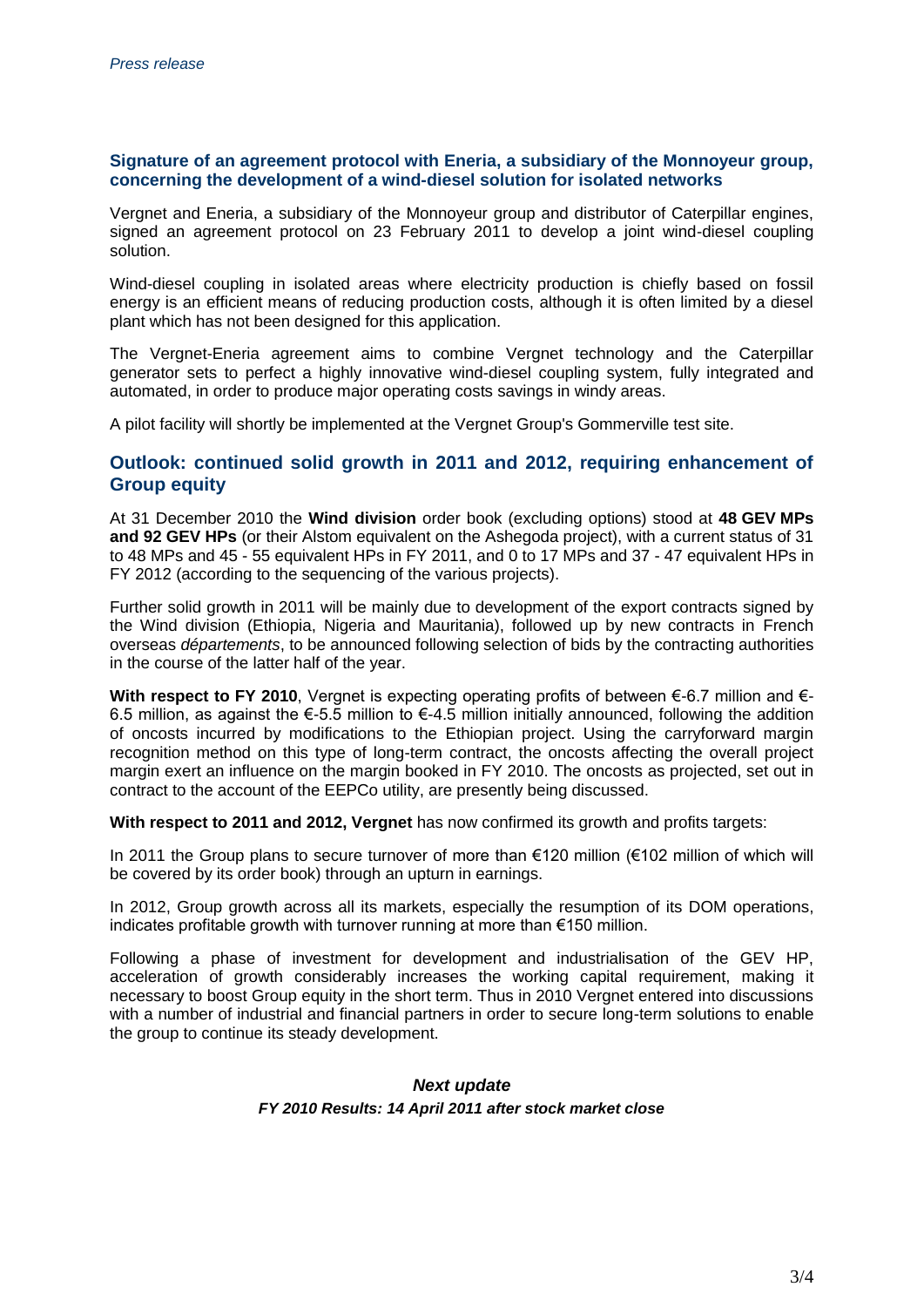*Press release*

### Signature of an agreement protocol with Eneria, a subsidiary of the Monnoyeur group, concerning the development of a wind-diesel solution for isolated networks

Vergnet and Eneria, a subsidiary of the Monnoyeur group and distributor of Caterpillar engines, signed an agreement protocol on 23 February 2011 to develop a joint wind-diesel coupling solution.

Wind-diesel coupling in isolated areas where electricity production is chiefly based on fossil energy is an efficient means of reducing production costs, although it is often limited by a diesel plant which has not been designed for this application.

The Vergnet-Eneria agreement aims to combine Vergnet technology and the Caterpillar generator sets to perfect a highly innovative wind-diesel coupling system, fully integrated and automated, in order to produce major operating costs savings in windy areas.

A pilot facility will shortly be implemented at the Vergnet Group's Gommerville test site.

## Outlook: continued solid growth in 2011 and 2012, requiring enhancement of Group equity

At 31 December 2010 the **Wind division** order book (excluding options) stood at **48 GEV MPs and 92 GEV HPs** (or their Alstom equivalent on the Ashegoda project), with a current status of 31 to 48 MPs and 45 - 55 equivalent HPs in FY 2011, and 0 to 17 MPs and 37 - 47 equivalent HPs in FY 2012 (according to the sequencing of the various projects).

Further solid growth in 2011 will be mainly due to development of the export contracts signed by the Wind division (Ethiopia, Nigeria and Mauritania), followed up by new contracts in French overseas *départements*, to be announced following selection of bids by the contracting authorities in the course of the latter half of the year.

**With respect to FY 2010**, Vergnet is expecting operating profits of between €-6.7 million and €-6.5 million, as against the €-5.5 million to €-4.5 million initially announced, following the addition of oncosts incurred by modifications to the Ethiopian project. Using the carryforward margin recognition method on this type of long-term contract, the oncosts affecting the overall project margin exert an influence on the margin booked in FY 2010. The oncosts as projected, set out in contract to the account of the EEPCo utility, are presently being discussed.

**With respect to 2011 and 2012, Vergnet** has now confirmed its growth and profits targets:

In 2011 the Group plans to secure turnover of more than €120 million (€102 million of which will be covered by its order book) through an upturn in earnings.

In 2012, Group growth across all its markets, especially the resumption of its DOM operations, indicates profitable growth with turnover running at more than €150 million.

Following a phase of investment for development and industrialisation of the GEV HP, acceleration of growth considerably increases the working capital requirement, making it necessary to boost Group equity in the short term. Thus in 2010 Vergnet entered into discussions with a number of industrial and financial partners in order to secure long-term solutions to enable the group to continue its steady development.

***Next update***

***FY 2010 Results: 14 April 2011 after stock market close***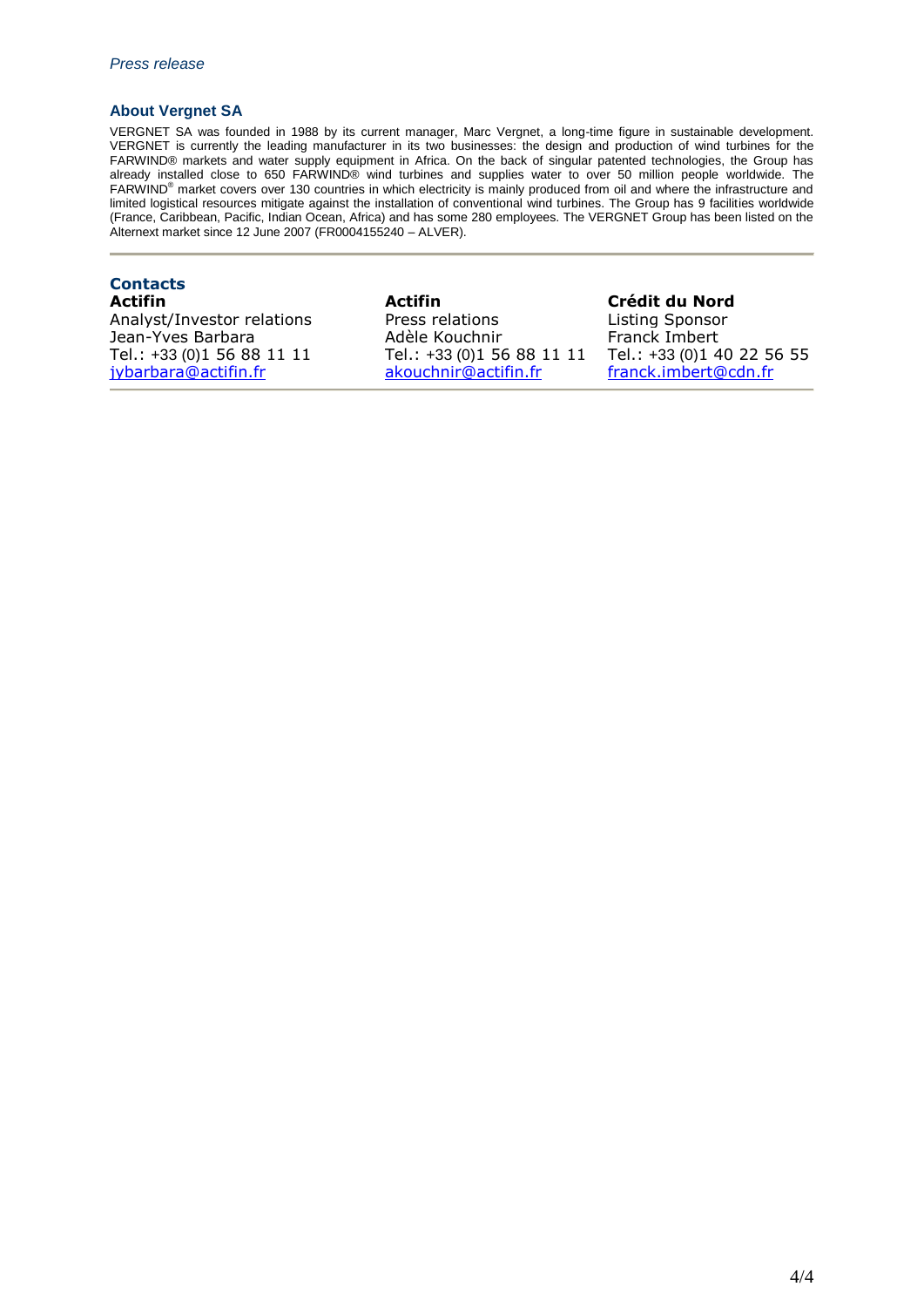## About Vergnet SA

VERGNET SA was founded in 1988 by its current manager, Marc Vergnet, a long-time figure in sustainable development. VERGNET is currently the leading manufacturer in its two businesses: the design and production of wind turbines for the FARWIND® markets and water supply equipment in Africa. On the back of singular patented technologies, the Group has already installed close to 650 FARWIND® wind turbines and supplies water to over 50 million people worldwide. The FARWIND® market covers over 130 countries in which electricity is mainly produced from oil and where the infrastructure and limited logistical resources mitigate against the installation of conventional wind turbines. The Group has 9 facilities worldwide (France, Caribbean, Pacific, Indian Ocean, Africa) and has some 280 employees. The VERGNET Group has been listed on the Alternext market since 12 June 2007 (FR0004155240 – ALVER).

## Contacts

| | | |
|---|---|---|
| **Actifin** | **Actifin** | **Crédit du Nord** |
| Analyst/Investor relations | Press relations | Listing Sponsor |
| Jean-Yves Barbara | Adèle Kouchnir | Franck Imbert |
| Tel.: +33 (0)1 56 88 11 11 | Tel.: +33 (0)1 56 88 11 11 | Tel.: +33 (0)1 40 22 56 55 |
| jybarbara@actifin.fr | akouchnir@actifin.fr | franck.imbert@cdn.fr |